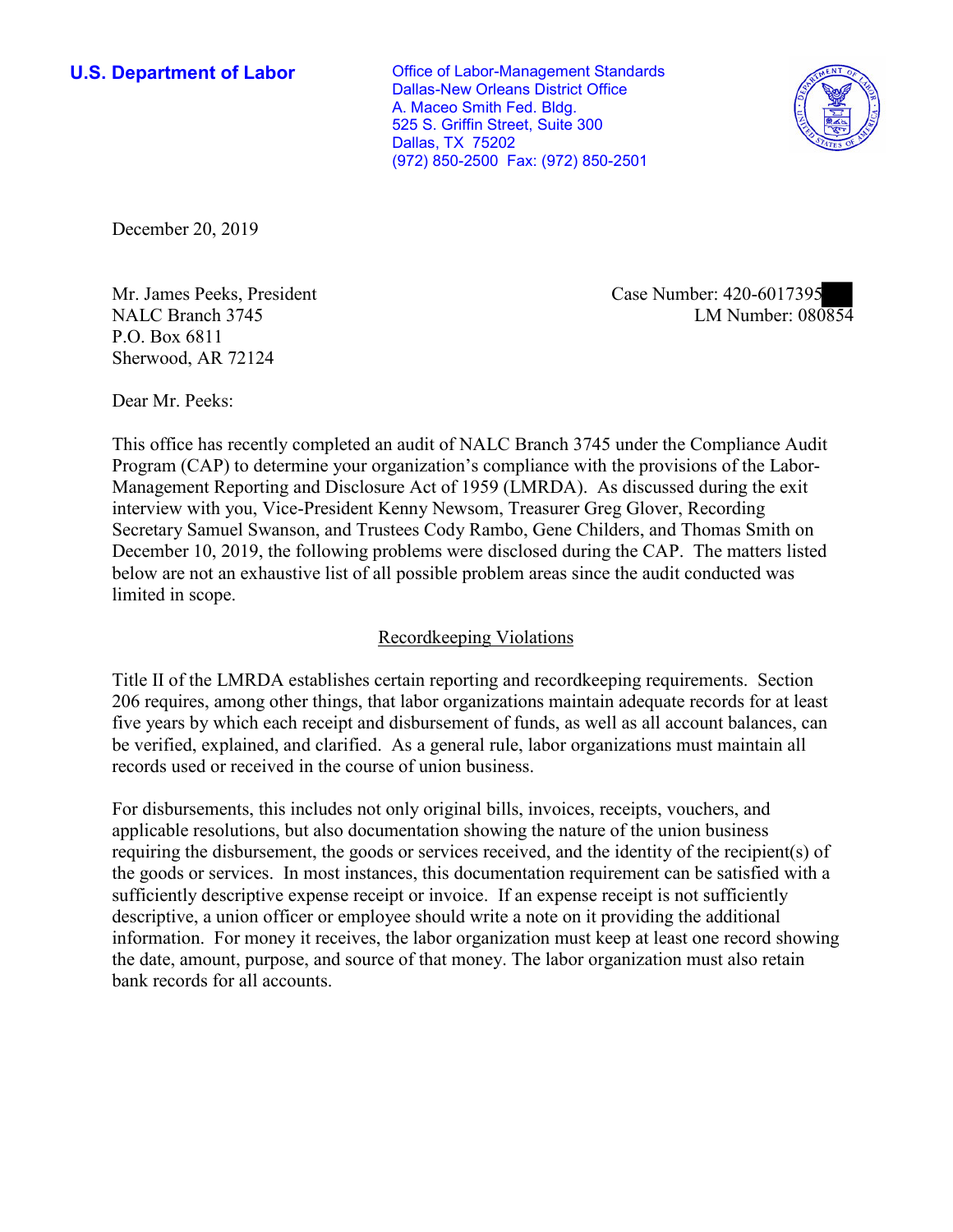**U.S. Department of Labor**

Office of Labor-Management Standards
Dallas-New Orleans District Office
A. Maceo Smith Fed. Bldg.
525 S. Griffin Street, Suite 300
Dallas, TX 75202
(972) 850-2500 Fax: (972) 850-2501

December 20, 2019

Mr. James Peeks, President
NALC Branch 3745
P.O. Box 6811
Sherwood, AR 72124

Case Number: 420-6017395
LM Number: 080854

Dear Mr. Peeks:

This office has recently completed an audit of NALC Branch 3745 under the Compliance Audit Program (CAP) to determine your organization's compliance with the provisions of the Labor-Management Reporting and Disclosure Act of 1959 (LMRDA). As discussed during the exit interview with you, Vice-President Kenny Newsom, Treasurer Greg Glover, Recording Secretary Samuel Swanson, and Trustees Cody Rambo, Gene Childers, and Thomas Smith on December 10, 2019, the following problems were disclosed during the CAP. The matters listed below are not an exhaustive list of all possible problem areas since the audit conducted was limited in scope.

## Recordkeeping Violations

Title II of the LMRDA establishes certain reporting and recordkeeping requirements. Section 206 requires, among other things, that labor organizations maintain adequate records for at least five years by which each receipt and disbursement of funds, as well as all account balances, can be verified, explained, and clarified. As a general rule, labor organizations must maintain all records used or received in the course of union business.

For disbursements, this includes not only original bills, invoices, receipts, vouchers, and applicable resolutions, but also documentation showing the nature of the union business requiring the disbursement, the goods or services received, and the identity of the recipient(s) of the goods or services. In most instances, this documentation requirement can be satisfied with a sufficiently descriptive expense receipt or invoice. If an expense receipt is not sufficiently descriptive, a union officer or employee should write a note on it providing the additional information. For money it receives, the labor organization must keep at least one record showing the date, amount, purpose, and source of that money. The labor organization must also retain bank records for all accounts.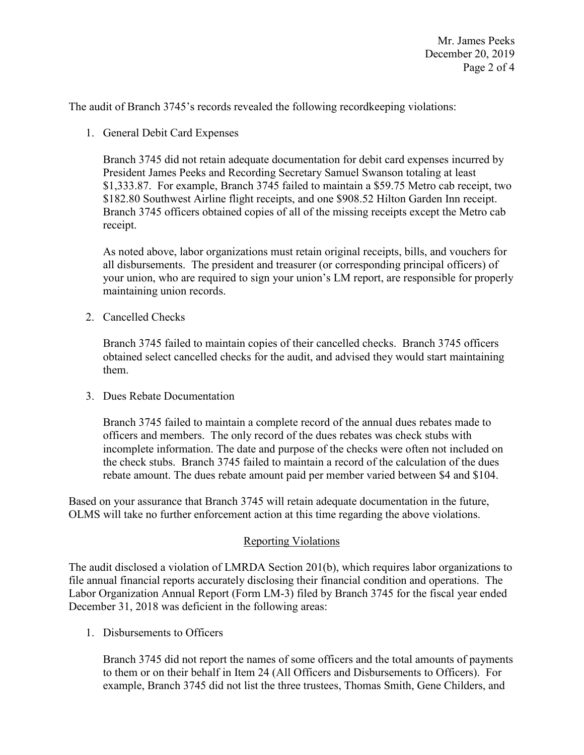The audit of Branch 3745's records revealed the following recordkeeping violations:

1. General Debit Card Expenses

   Branch 3745 did not retain adequate documentation for debit card expenses incurred by President James Peeks and Recording Secretary Samuel Swanson totaling at least $1,333.87. For example, Branch 3745 failed to maintain a $59.75 Metro cab receipt, two $182.80 Southwest Airline flight receipts, and one $908.52 Hilton Garden Inn receipt. Branch 3745 officers obtained copies of all of the missing receipts except the Metro cab receipt.

   As noted above, labor organizations must retain original receipts, bills, and vouchers for all disbursements. The president and treasurer (or corresponding principal officers) of your union, who are required to sign your union's LM report, are responsible for properly maintaining union records.

2. Cancelled Checks

   Branch 3745 failed to maintain copies of their cancelled checks. Branch 3745 officers obtained select cancelled checks for the audit, and advised they would start maintaining them.

3. Dues Rebate Documentation

   Branch 3745 failed to maintain a complete record of the annual dues rebates made to officers and members. The only record of the dues rebates was check stubs with incomplete information. The date and purpose of the checks were often not included on the check stubs. Branch 3745 failed to maintain a record of the calculation of the dues rebate amount. The dues rebate amount paid per member varied between $4 and $104.

Based on your assurance that Branch 3745 will retain adequate documentation in the future, OLMS will take no further enforcement action at this time regarding the above violations.

## Reporting Violations

The audit disclosed a violation of LMRDA Section 201(b), which requires labor organizations to file annual financial reports accurately disclosing their financial condition and operations. The Labor Organization Annual Report (Form LM-3) filed by Branch 3745 for the fiscal year ended December 31, 2018 was deficient in the following areas:

1. Disbursements to Officers

   Branch 3745 did not report the names of some officers and the total amounts of payments to them or on their behalf in Item 24 (All Officers and Disbursements to Officers). For example, Branch 3745 did not list the three trustees, Thomas Smith, Gene Childers, and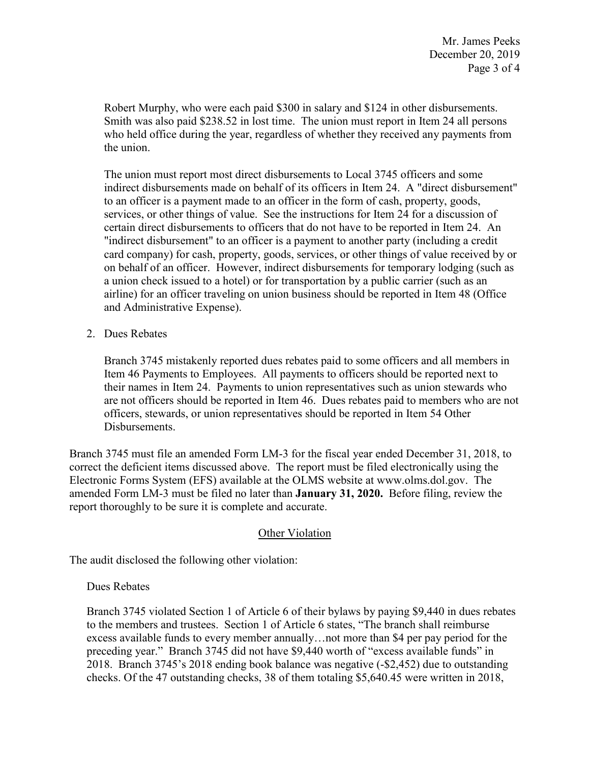Robert Murphy, who were each paid $300 in salary and $124 in other disbursements. Smith was also paid $238.52 in lost time. The union must report in Item 24 all persons who held office during the year, regardless of whether they received any payments from the union.

The union must report most direct disbursements to Local 3745 officers and some indirect disbursements made on behalf of its officers in Item 24. A "direct disbursement" to an officer is a payment made to an officer in the form of cash, property, goods, services, or other things of value. See the instructions for Item 24 for a discussion of certain direct disbursements to officers that do not have to be reported in Item 24. An "indirect disbursement" to an officer is a payment to another party (including a credit card company) for cash, property, goods, services, or other things of value received by or on behalf of an officer. However, indirect disbursements for temporary lodging (such as a union check issued to a hotel) or for transportation by a public carrier (such as an airline) for an officer traveling on union business should be reported in Item 48 (Office and Administrative Expense).

2. Dues Rebates

   Branch 3745 mistakenly reported dues rebates paid to some officers and all members in Item 46 Payments to Employees. All payments to officers should be reported next to their names in Item 24. Payments to union representatives such as union stewards who are not officers should be reported in Item 46. Dues rebates paid to members who are not officers, stewards, or union representatives should be reported in Item 54 Other Disbursements.

Branch 3745 must file an amended Form LM-3 for the fiscal year ended December 31, 2018, to correct the deficient items discussed above. The report must be filed electronically using the Electronic Forms System (EFS) available at the OLMS website at www.olms.dol.gov. The amended Form LM-3 must be filed no later than **January 31, 2020.** Before filing, review the report thoroughly to be sure it is complete and accurate.

## Other Violation

The audit disclosed the following other violation:

Dues Rebates

Branch 3745 violated Section 1 of Article 6 of their bylaws by paying $9,440 in dues rebates to the members and trustees. Section 1 of Article 6 states, "The branch shall reimburse excess available funds to every member annually…not more than $4 per pay period for the preceding year." Branch 3745 did not have $9,440 worth of "excess available funds" in 2018. Branch 3745's 2018 ending book balance was negative (-$2,452) due to outstanding checks. Of the 47 outstanding checks, 38 of them totaling $5,640.45 were written in 2018,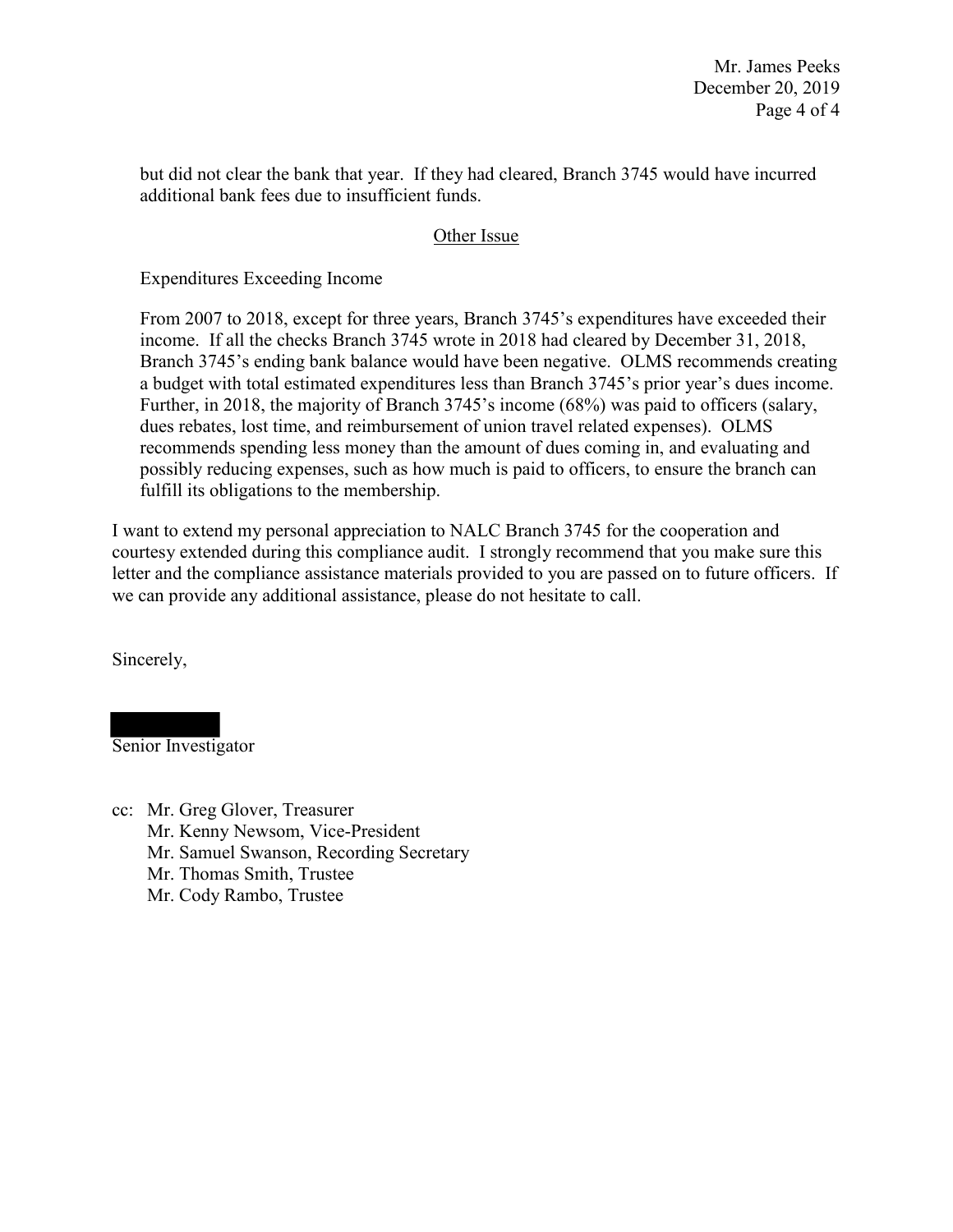but did not clear the bank that year. If they had cleared, Branch 3745 would have incurred additional bank fees due to insufficient funds.

<u>Other Issue</u>

Expenditures Exceeding Income

From 2007 to 2018, except for three years, Branch 3745's expenditures have exceeded their income. If all the checks Branch 3745 wrote in 2018 had cleared by December 31, 2018, Branch 3745's ending bank balance would have been negative. OLMS recommends creating a budget with total estimated expenditures less than Branch 3745's prior year's dues income. Further, in 2018, the majority of Branch 3745's income (68%) was paid to officers (salary, dues rebates, lost time, and reimbursement of union travel related expenses). OLMS recommends spending less money than the amount of dues coming in, and evaluating and possibly reducing expenses, such as how much is paid to officers, to ensure the branch can fulfill its obligations to the membership.

I want to extend my personal appreciation to NALC Branch 3745 for the cooperation and courtesy extended during this compliance audit. I strongly recommend that you make sure this letter and the compliance assistance materials provided to you are passed on to future officers. If we can provide any additional assistance, please do not hesitate to call.

Sincerely,

Senior Investigator

cc: Mr. Greg Glover, Treasurer
Mr. Kenny Newsom, Vice-President
Mr. Samuel Swanson, Recording Secretary
Mr. Thomas Smith, Trustee
Mr. Cody Rambo, Trustee